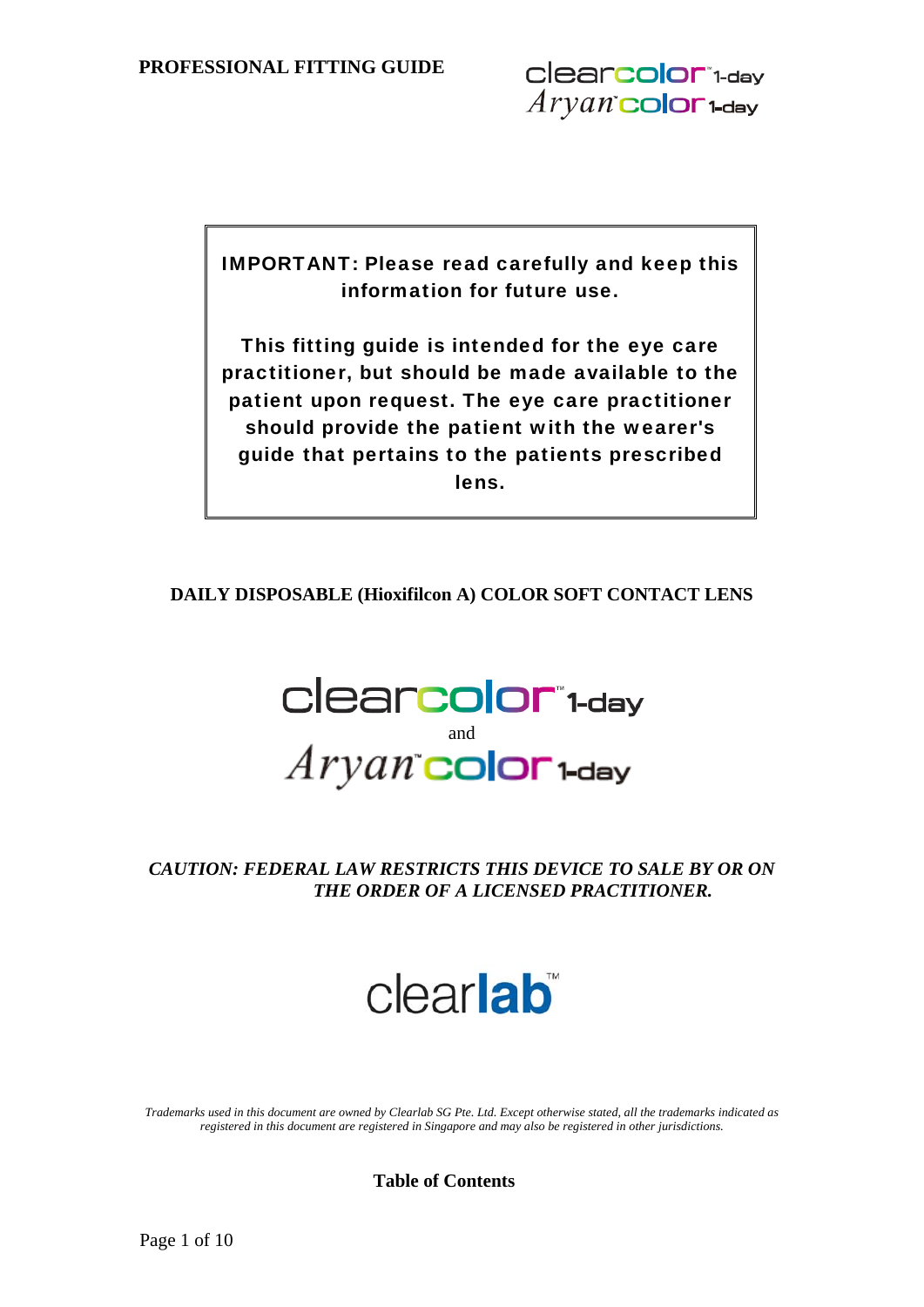**PROFESSIONAL FITTING GUIDE**

clearcolor™ 1-day
Aryan™ color 1-day

> **IMPORTANT: Please read carefully and keep this information for future use.**
>
> **This fitting guide is intended for the eye care practitioner, but should be made available to the patient upon request. The eye care practitioner should provide the patient with the wearer's guide that pertains to the patients prescribed lens.**

**DAILY DISPOSABLE (Hioxifilcon A) COLOR SOFT CONTACT LENS**

# clearcolor™ 1-day

and

# Aryan™ color 1-day

***CAUTION: FEDERAL LAW RESTRICTS THIS DEVICE TO SALE BY OR ON THE ORDER OF A LICENSED PRACTITIONER.***

clearlab™

*Trademarks used in this document are owned by Clearlab SG Pte. Ltd. Except otherwise stated, all the trademarks indicated as registered in this document are registered in Singapore and may also be registered in other jurisdictions.*

**Table of Contents**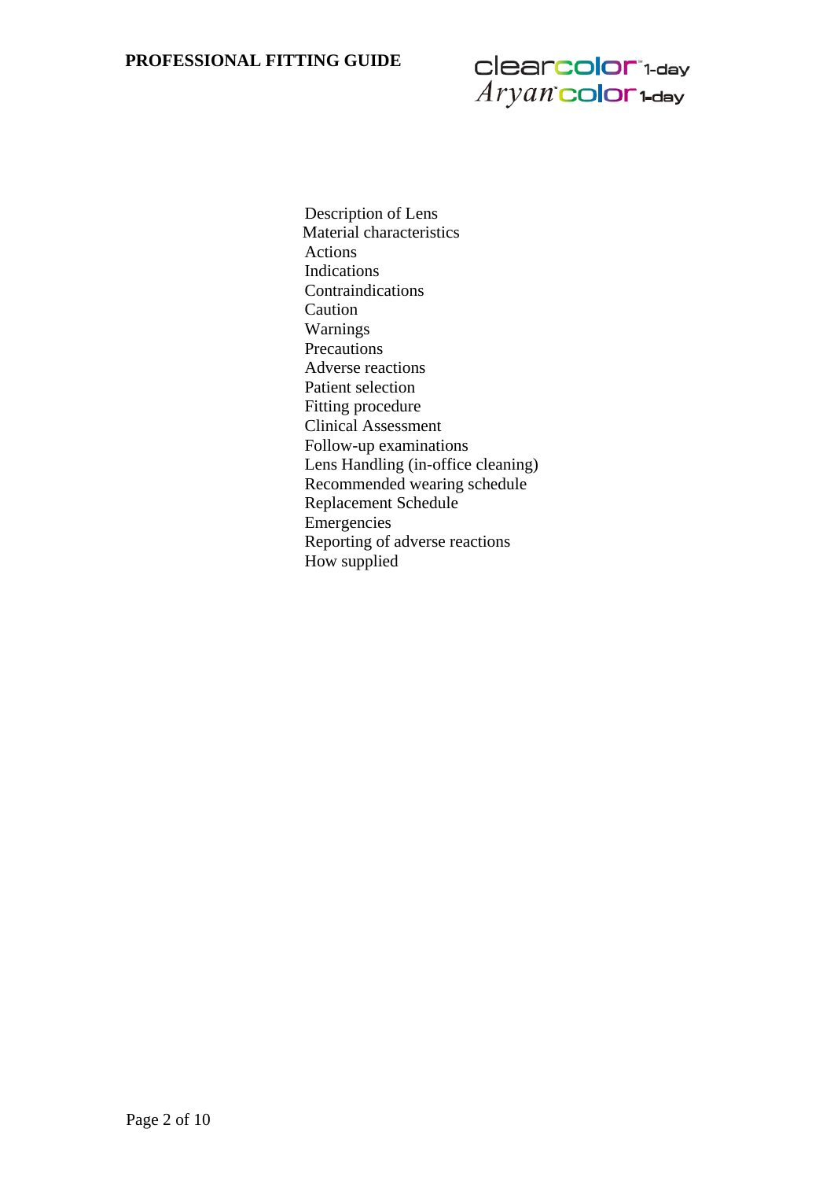Description of Lens
Material characteristics
Actions
Indications
Contraindications
Caution
Warnings
Precautions
Adverse reactions
Patient selection
Fitting procedure
Clinical Assessment
Follow-up examinations
Lens Handling (in-office cleaning)
Recommended wearing schedule
Replacement Schedule
Emergencies
Reporting of adverse reactions
How supplied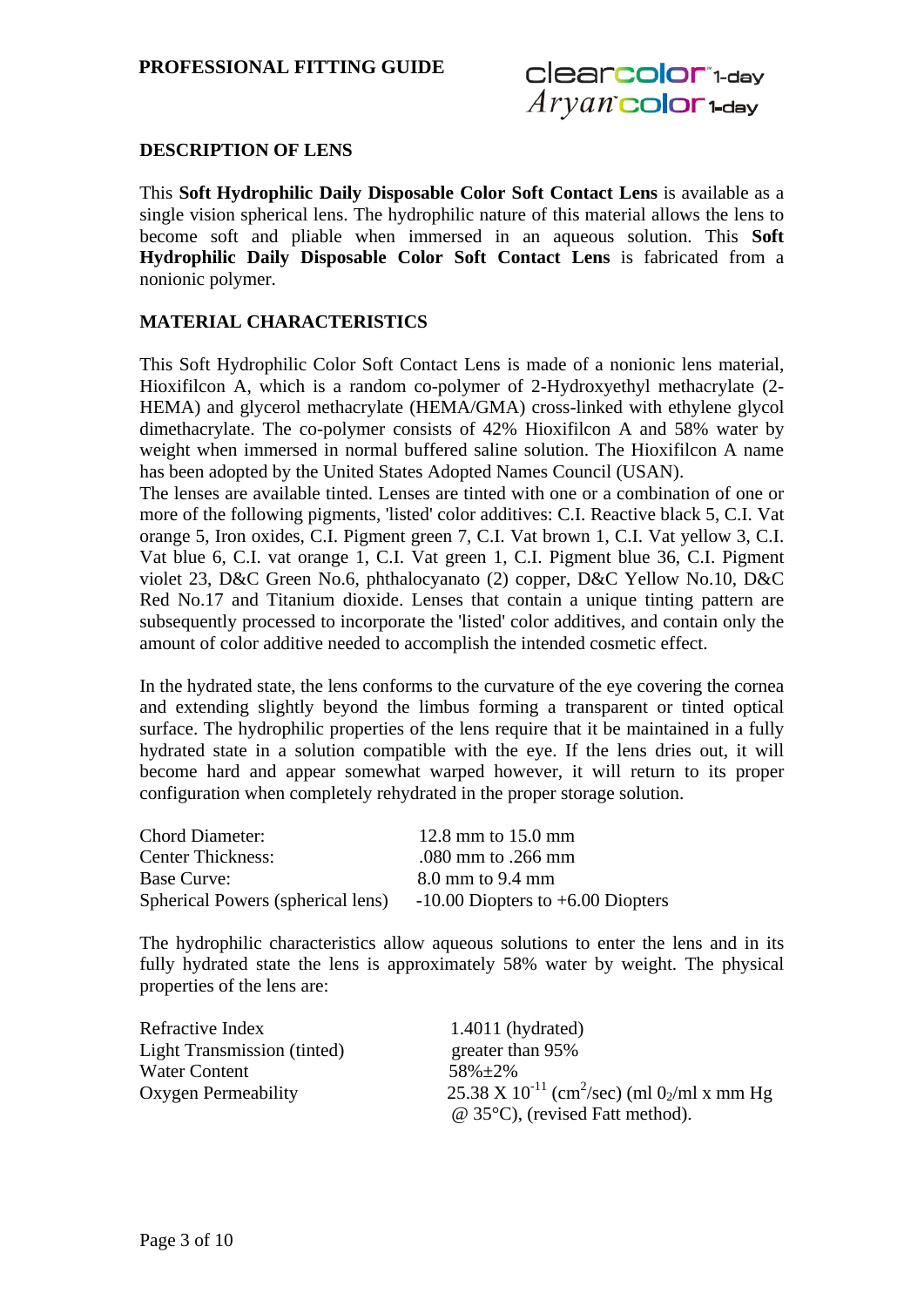**DESCRIPTION OF LENS**

This **Soft Hydrophilic Daily Disposable Color Soft Contact Lens** is available as a single vision spherical lens. The hydrophilic nature of this material allows the lens to become soft and pliable when immersed in an aqueous solution. This **Soft Hydrophilic Daily Disposable Color Soft Contact Lens** is fabricated from a nonionic polymer.

**MATERIAL CHARACTERISTICS**

This Soft Hydrophilic Color Soft Contact Lens is made of a nonionic lens material, Hioxifilcon A, which is a random co-polymer of 2-Hydroxyethyl methacrylate (2-HEMA) and glycerol methacrylate (HEMA/GMA) cross-linked with ethylene glycol dimethacrylate. The co-polymer consists of 42% Hioxifilcon A and 58% water by weight when immersed in normal buffered saline solution. The Hioxifilcon A name has been adopted by the United States Adopted Names Council (USAN).
The lenses are available tinted. Lenses are tinted with one or a combination of one or more of the following pigments, 'listed' color additives: C.I. Reactive black 5, C.I. Vat orange 5, Iron oxides, C.I. Pigment green 7, C.I. Vat brown 1, C.I. Vat yellow 3, C.I. Vat blue 6, C.I. vat orange 1, C.I. Vat green 1, C.I. Pigment blue 36, C.I. Pigment violet 23, D&C Green No.6, phthalocyanato (2) copper, D&C Yellow No.10, D&C Red No.17 and Titanium dioxide. Lenses that contain a unique tinting pattern are subsequently processed to incorporate the 'listed' color additives, and contain only the amount of color additive needed to accomplish the intended cosmetic effect.

In the hydrated state, the lens conforms to the curvature of the eye covering the cornea and extending slightly beyond the limbus forming a transparent or tinted optical surface. The hydrophilic properties of the lens require that it be maintained in a fully hydrated state in a solution compatible with the eye. If the lens dries out, it will become hard and appear somewhat warped however, it will return to its proper configuration when completely rehydrated in the proper storage solution.

| | |
|---|---|
| Chord Diameter: | 12.8 mm to 15.0 mm |
| Center Thickness: | .080 mm to .266 mm |
| Base Curve: | 8.0 mm to 9.4 mm |
| Spherical Powers (spherical lens) | -10.00 Diopters to +6.00 Diopters |

The hydrophilic characteristics allow aqueous solutions to enter the lens and in its fully hydrated state the lens is approximately 58% water by weight. The physical properties of the lens are:

| | |
|---|---|
| Refractive Index | 1.4011 (hydrated) |
| Light Transmission (tinted) | greater than 95% |
| Water Content | 58%±2% |
| Oxygen Permeability | $25.38 \times 10^{-11}$ ($cm^2$/sec) (ml $0_2$/ml x mm Hg @ 35°C), (revised Fatt method). |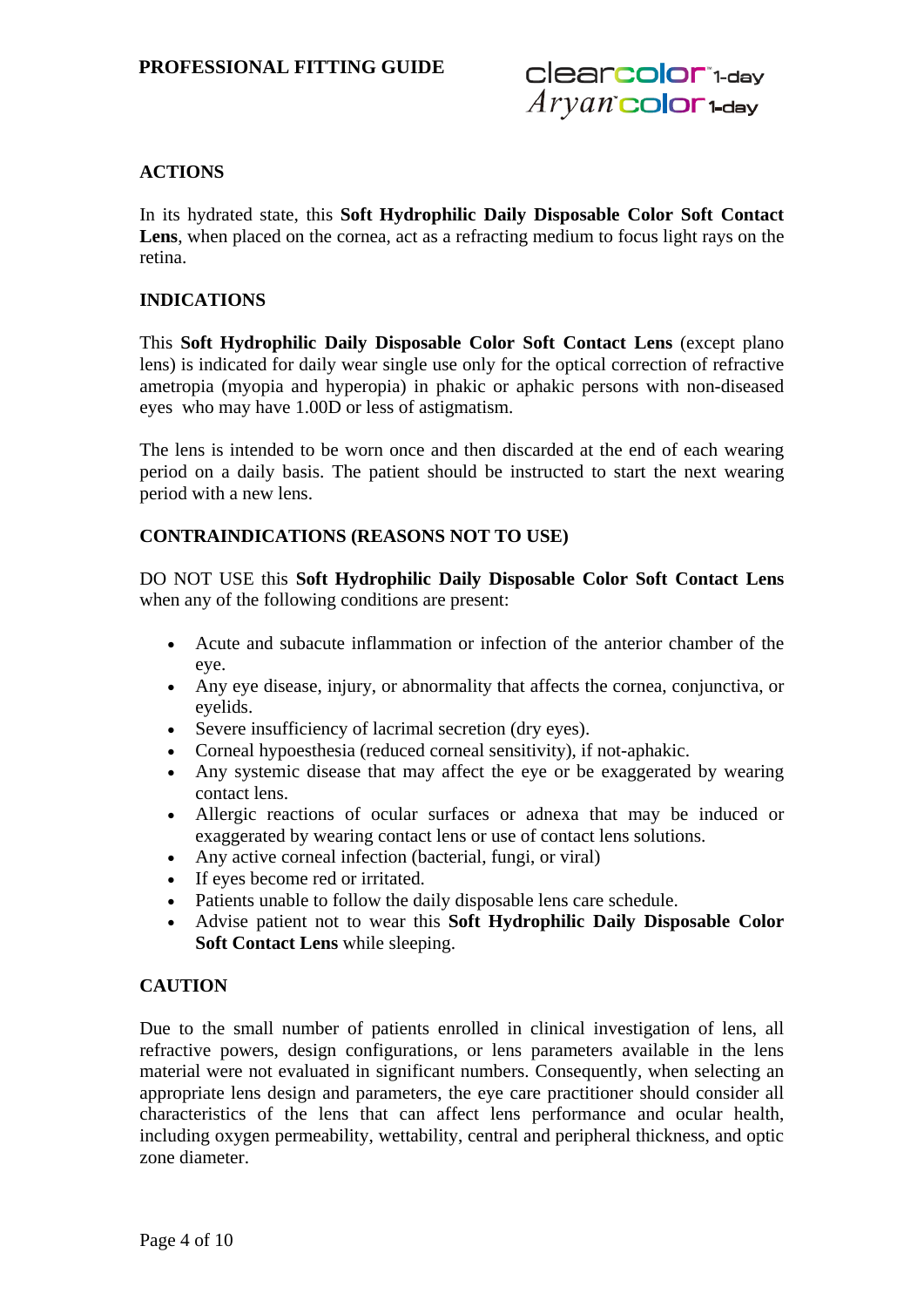## ACTIONS

In its hydrated state, this **Soft Hydrophilic Daily Disposable Color Soft Contact Lens**, when placed on the cornea, act as a refracting medium to focus light rays on the retina.

## INDICATIONS

This **Soft Hydrophilic Daily Disposable Color Soft Contact Lens** (except plano lens) is indicated for daily wear single use only for the optical correction of refractive ametropia (myopia and hyperopia) in phakic or aphakic persons with non-diseased eyes who may have 1.00D or less of astigmatism.

The lens is intended to be worn once and then discarded at the end of each wearing period on a daily basis. The patient should be instructed to start the next wearing period with a new lens.

## CONTRAINDICATIONS (REASONS NOT TO USE)

DO NOT USE this **Soft Hydrophilic Daily Disposable Color Soft Contact Lens** when any of the following conditions are present:

- Acute and subacute inflammation or infection of the anterior chamber of the eye.
- Any eye disease, injury, or abnormality that affects the cornea, conjunctiva, or eyelids.
- Severe insufficiency of lacrimal secretion (dry eyes).
- Corneal hypoesthesia (reduced corneal sensitivity), if not-aphakic.
- Any systemic disease that may affect the eye or be exaggerated by wearing contact lens.
- Allergic reactions of ocular surfaces or adnexa that may be induced or exaggerated by wearing contact lens or use of contact lens solutions.
- Any active corneal infection (bacterial, fungi, or viral)
- If eyes become red or irritated.
- Patients unable to follow the daily disposable lens care schedule.
- Advise patient not to wear this **Soft Hydrophilic Daily Disposable Color Soft Contact Lens** while sleeping.

## CAUTION

Due to the small number of patients enrolled in clinical investigation of lens, all refractive powers, design configurations, or lens parameters available in the lens material were not evaluated in significant numbers. Consequently, when selecting an appropriate lens design and parameters, the eye care practitioner should consider all characteristics of the lens that can affect lens performance and ocular health, including oxygen permeability, wettability, central and peripheral thickness, and optic zone diameter.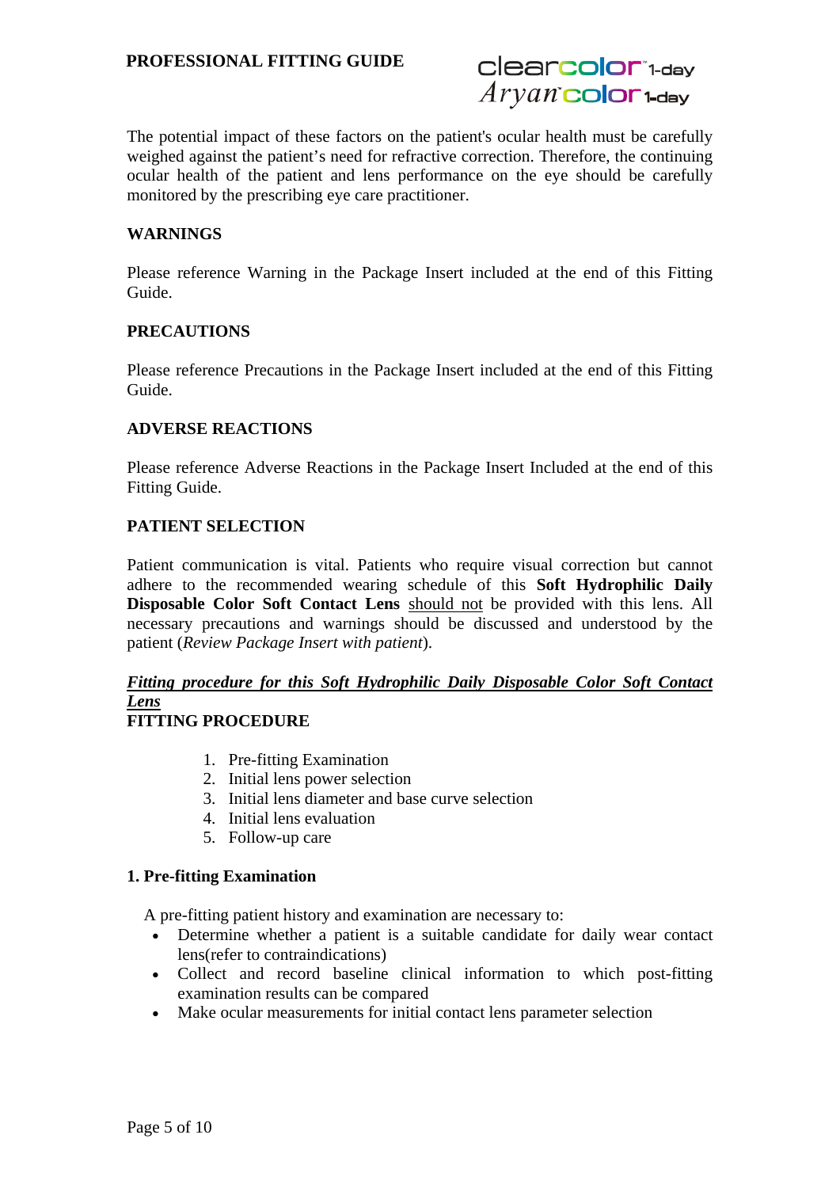The potential impact of these factors on the patient's ocular health must be carefully weighed against the patient's need for refractive correction. Therefore, the continuing ocular health of the patient and lens performance on the eye should be carefully monitored by the prescribing eye care practitioner.

## WARNINGS

Please reference Warning in the Package Insert included at the end of this Fitting Guide.

## PRECAUTIONS

Please reference Precautions in the Package Insert included at the end of this Fitting Guide.

## ADVERSE REACTIONS

Please reference Adverse Reactions in the Package Insert Included at the end of this Fitting Guide.

## PATIENT SELECTION

Patient communication is vital. Patients who require visual correction but cannot adhere to the recommended wearing schedule of this **Soft Hydrophilic Daily Disposable Color Soft Contact Lens** should not be provided with this lens. All necessary precautions and warnings should be discussed and understood by the patient (*Review Package Insert with patient*).

***Fitting procedure for this Soft Hydrophilic Daily Disposable Color Soft Contact Lens***

## FITTING PROCEDURE

1. Pre-fitting Examination
2. Initial lens power selection
3. Initial lens diameter and base curve selection
4. Initial lens evaluation
5. Follow-up care

### 1. Pre-fitting Examination

A pre-fitting patient history and examination are necessary to:

- Determine whether a patient is a suitable candidate for daily wear contact lens(refer to contraindications)
- Collect and record baseline clinical information to which post-fitting examination results can be compared
- Make ocular measurements for initial contact lens parameter selection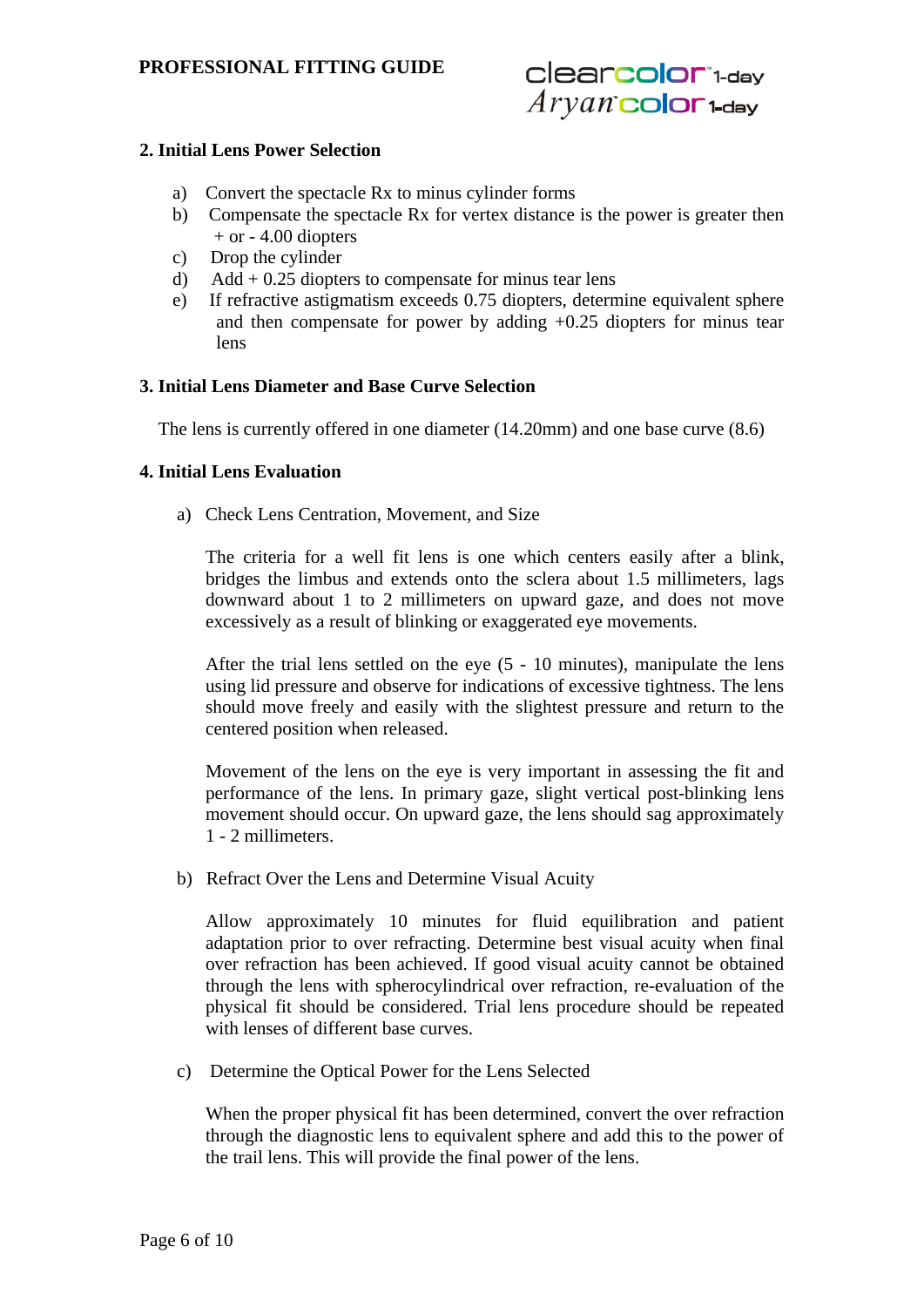### 2. Initial Lens Power Selection

a) Convert the spectacle Rx to minus cylinder forms
b) Compensate the spectacle Rx for vertex distance is the power is greater then + or - 4.00 diopters
c) Drop the cylinder
d) Add + 0.25 diopters to compensate for minus tear lens
e) If refractive astigmatism exceeds 0.75 diopters, determine equivalent sphere and then compensate for power by adding +0.25 diopters for minus tear lens

### 3. Initial Lens Diameter and Base Curve Selection

The lens is currently offered in one diameter (14.20mm) and one base curve (8.6)

### 4. Initial Lens Evaluation

a) Check Lens Centration, Movement, and Size

The criteria for a well fit lens is one which centers easily after a blink, bridges the limbus and extends onto the sclera about 1.5 millimeters, lags downward about 1 to 2 millimeters on upward gaze, and does not move excessively as a result of blinking or exaggerated eye movements.

After the trial lens settled on the eye (5 - 10 minutes), manipulate the lens using lid pressure and observe for indications of excessive tightness. The lens should move freely and easily with the slightest pressure and return to the centered position when released.

Movement of the lens on the eye is very important in assessing the fit and performance of the lens. In primary gaze, slight vertical post-blinking lens movement should occur. On upward gaze, the lens should sag approximately 1 - 2 millimeters.

b) Refract Over the Lens and Determine Visual Acuity

Allow approximately 10 minutes for fluid equilibration and patient adaptation prior to over refracting. Determine best visual acuity when final over refraction has been achieved. If good visual acuity cannot be obtained through the lens with spherocylindrical over refraction, re-evaluation of the physical fit should be considered. Trial lens procedure should be repeated with lenses of different base curves.

c) Determine the Optical Power for the Lens Selected

When the proper physical fit has been determined, convert the over refraction through the diagnostic lens to equivalent sphere and add this to the power of the trail lens. This will provide the final power of the lens.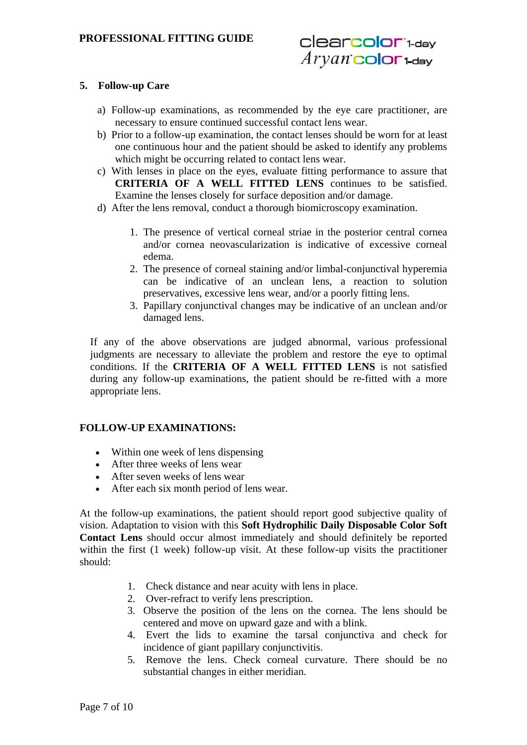## 5. Follow-up Care

a) Follow-up examinations, as recommended by the eye care practitioner, are necessary to ensure continued successful contact lens wear.
b) Prior to a follow-up examination, the contact lenses should be worn for at least one continuous hour and the patient should be asked to identify any problems which might be occurring related to contact lens wear.
c) With lenses in place on the eyes, evaluate fitting performance to assure that **CRITERIA OF A WELL FITTED LENS** continues to be satisfied. Examine the lenses closely for surface deposition and/or damage.
d) After the lens removal, conduct a thorough biomicroscopy examination.

1. The presence of vertical corneal striae in the posterior central cornea and/or cornea neovascularization is indicative of excessive corneal edema.
2. The presence of corneal staining and/or limbal-conjunctival hyperemia can be indicative of an unclean lens, a reaction to solution preservatives, excessive lens wear, and/or a poorly fitting lens.
3. Papillary conjunctival changes may be indicative of an unclean and/or damaged lens.

If any of the above observations are judged abnormal, various professional judgments are necessary to alleviate the problem and restore the eye to optimal conditions. If the **CRITERIA OF A WELL FITTED LENS** is not satisfied during any follow-up examinations, the patient should be re-fitted with a more appropriate lens.

## FOLLOW-UP EXAMINATIONS:

- Within one week of lens dispensing
- After three weeks of lens wear
- After seven weeks of lens wear
- After each six month period of lens wear.

At the follow-up examinations, the patient should report good subjective quality of vision. Adaptation to vision with this **Soft Hydrophilic Daily Disposable Color Soft Contact Lens** should occur almost immediately and should definitely be reported within the first (1 week) follow-up visit. At these follow-up visits the practitioner should:

1. Check distance and near acuity with lens in place.
2. Over-refract to verify lens prescription.
3. Observe the position of the lens on the cornea. The lens should be centered and move on upward gaze and with a blink.
4. Evert the lids to examine the tarsal conjunctiva and check for incidence of giant papillary conjunctivitis.
5. Remove the lens. Check corneal curvature. There should be no substantial changes in either meridian.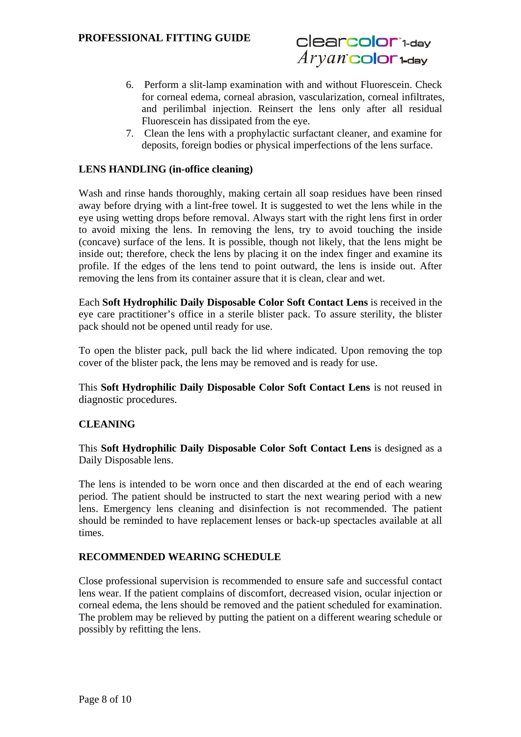6. Perform a slit-lamp examination with and without Fluorescein. Check for corneal edema, corneal abrasion, vascularization, corneal infiltrates, and perilimbal injection. Reinsert the lens only after all residual Fluorescein has dissipated from the eye.
7. Clean the lens with a prophylactic surfactant cleaner, and examine for deposits, foreign bodies or physical imperfections of the lens surface.

**LENS HANDLING (in-office cleaning)**

Wash and rinse hands thoroughly, making certain all soap residues have been rinsed away before drying with a lint-free towel. It is suggested to wet the lens while in the eye using wetting drops before removal. Always start with the right lens first in order to avoid mixing the lens. In removing the lens, try to avoid touching the inside (concave) surface of the lens. It is possible, though not likely, that the lens might be inside out; therefore, check the lens by placing it on the index finger and examine its profile. If the edges of the lens tend to point outward, the lens is inside out. After removing the lens from its container assure that it is clean, clear and wet.

Each **Soft Hydrophilic Daily Disposable Color Soft Contact Lens** is received in the eye care practitioner's office in a sterile blister pack. To assure sterility, the blister pack should not be opened until ready for use.

To open the blister pack, pull back the lid where indicated. Upon removing the top cover of the blister pack, the lens may be removed and is ready for use.

This **Soft Hydrophilic Daily Disposable Color Soft Contact Lens** is not reused in diagnostic procedures.

**CLEANING**

This **Soft Hydrophilic Daily Disposable Color Soft Contact Lens** is designed as a Daily Disposable lens.

The lens is intended to be worn once and then discarded at the end of each wearing period. The patient should be instructed to start the next wearing period with a new lens. Emergency lens cleaning and disinfection is not recommended. The patient should be reminded to have replacement lenses or back-up spectacles available at all times.

**RECOMMENDED WEARING SCHEDULE**

Close professional supervision is recommended to ensure safe and successful contact lens wear. If the patient complains of discomfort, decreased vision, ocular injection or corneal edema, the lens should be removed and the patient scheduled for examination. The problem may be relieved by putting the patient on a different wearing schedule or possibly by refitting the lens.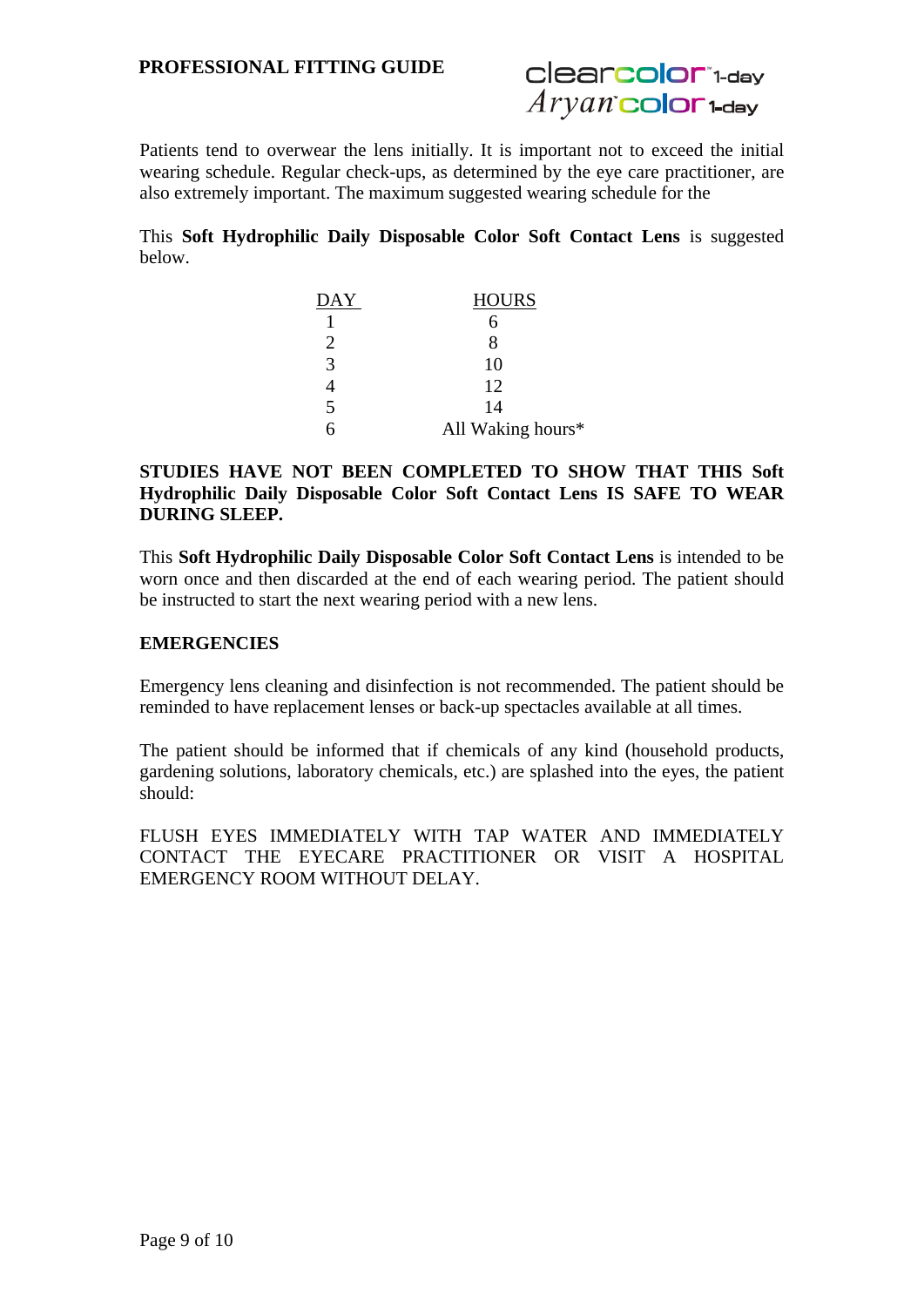Patients tend to overwear the lens initially. It is important not to exceed the initial wearing schedule. Regular check-ups, as determined by the eye care practitioner, are also extremely important. The maximum suggested wearing schedule for the

This **Soft Hydrophilic Daily Disposable Color Soft Contact Lens** is suggested below.

| DAY | HOURS |
|---|---|
| 1 | 6 |
| 2 | 8 |
| 3 | 10 |
| 4 | 12 |
| 5 | 14 |
| 6 | All Waking hours* |

**STUDIES HAVE NOT BEEN COMPLETED TO SHOW THAT THIS Soft Hydrophilic Daily Disposable Color Soft Contact Lens IS SAFE TO WEAR DURING SLEEP.**

This **Soft Hydrophilic Daily Disposable Color Soft Contact Lens** is intended to be worn once and then discarded at the end of each wearing period. The patient should be instructed to start the next wearing period with a new lens.

## EMERGENCIES

Emergency lens cleaning and disinfection is not recommended. The patient should be reminded to have replacement lenses or back-up spectacles available at all times.

The patient should be informed that if chemicals of any kind (household products, gardening solutions, laboratory chemicals, etc.) are splashed into the eyes, the patient should:

FLUSH EYES IMMEDIATELY WITH TAP WATER AND IMMEDIATELY CONTACT THE EYECARE PRACTITIONER OR VISIT A HOSPITAL EMERGENCY ROOM WITHOUT DELAY.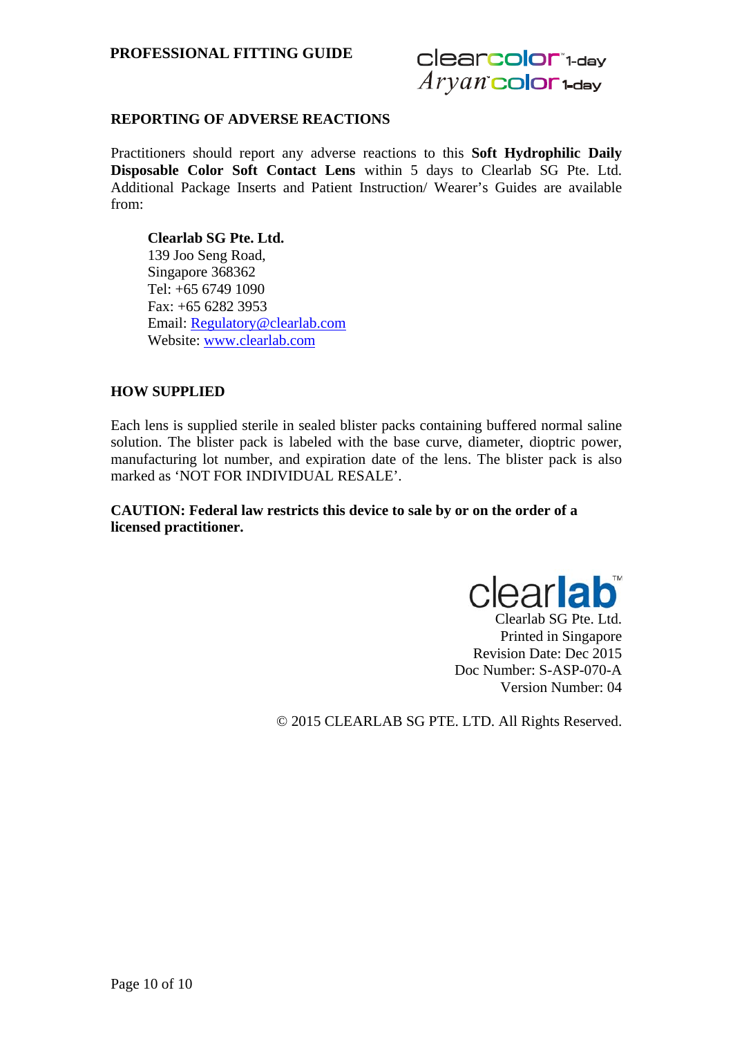## REPORTING OF ADVERSE REACTIONS

Practitioners should report any adverse reactions to this **Soft Hydrophilic Daily Disposable Color Soft Contact Lens** within 5 days to Clearlab SG Pte. Ltd. Additional Package Inserts and Patient Instruction/ Wearer's Guides are available from:

**Clearlab SG Pte. Ltd.**
139 Joo Seng Road,
Singapore 368362
Tel: +65 6749 1090
Fax: +65 6282 3953
Email: Regulatory@clearlab.com
Website: www.clearlab.com

## HOW SUPPLIED

Each lens is supplied sterile in sealed blister packs containing buffered normal saline solution. The blister pack is labeled with the base curve, diameter, dioptric power, manufacturing lot number, and expiration date of the lens. The blister pack is also marked as 'NOT FOR INDIVIDUAL RESALE'.

**CAUTION: Federal law restricts this device to sale by or on the order of a licensed practitioner.**

clearlab™
Clearlab SG Pte. Ltd.
Printed in Singapore
Revision Date: Dec 2015
Doc Number: S-ASP-070-A
Version Number: 04

© 2015 CLEARLAB SG PTE. LTD. All Rights Reserved.